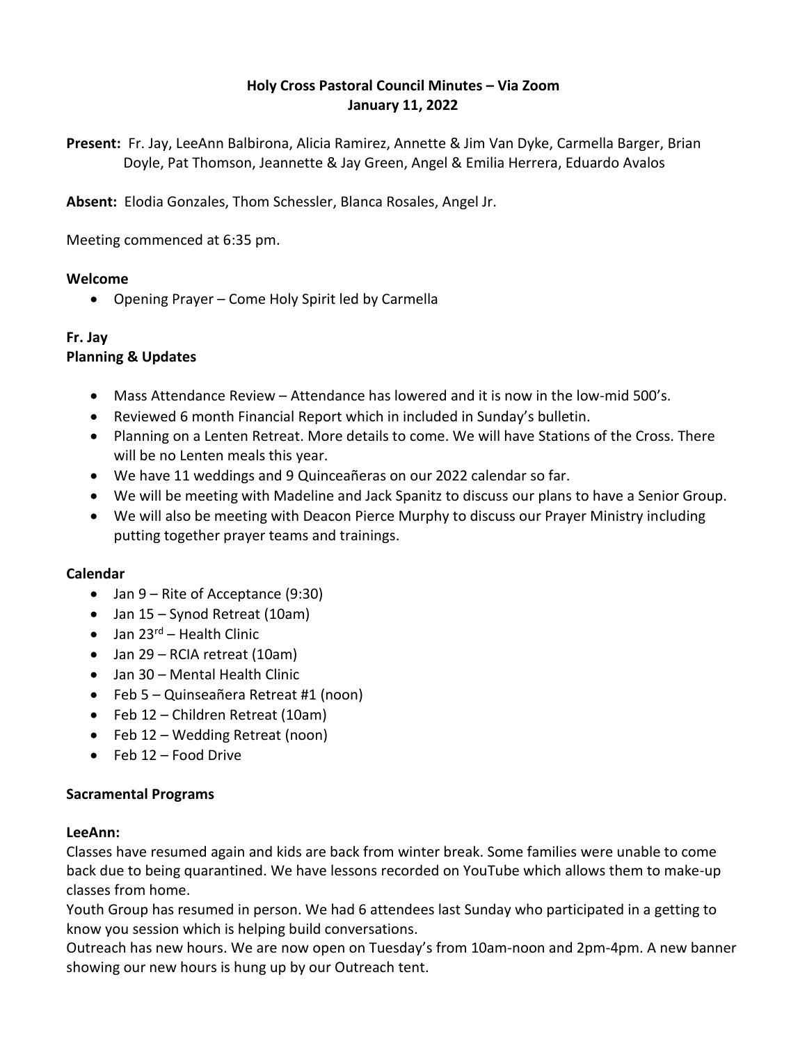# Holy Cross Pastoral Council Minutes – Via Zoom
## January 11, 2022

**Present:** Fr. Jay, LeeAnn Balbirona, Alicia Ramirez, Annette & Jim Van Dyke, Carmella Barger, Brian Doyle, Pat Thomson, Jeannette & Jay Green, Angel & Emilia Herrera, Eduardo Avalos

**Absent:** Elodia Gonzales, Thom Schessler, Blanca Rosales, Angel Jr.

Meeting commenced at 6:35 pm.

**Welcome**

- Opening Prayer – Come Holy Spirit led by Carmella

**Fr. Jay**
**Planning & Updates**

- Mass Attendance Review – Attendance has lowered and it is now in the low-mid 500's.
- Reviewed 6 month Financial Report which in included in Sunday's bulletin.
- Planning on a Lenten Retreat. More details to come. We will have Stations of the Cross. There will be no Lenten meals this year.
- We have 11 weddings and 9 Quinceañeras on our 2022 calendar so far.
- We will be meeting with Madeline and Jack Spanitz to discuss our plans to have a Senior Group.
- We will also be meeting with Deacon Pierce Murphy to discuss our Prayer Ministry including putting together prayer teams and trainings.

**Calendar**

- Jan 9 – Rite of Acceptance (9:30)
- Jan 15 – Synod Retreat (10am)
- Jan 23rd – Health Clinic
- Jan 29 – RCIA retreat (10am)
- Jan 30 – Mental Health Clinic
- Feb 5 – Quinseañera Retreat #1 (noon)
- Feb 12 – Children Retreat (10am)
- Feb 12 – Wedding Retreat (noon)
- Feb 12 – Food Drive

**Sacramental Programs**

**LeeAnn:**
Classes have resumed again and kids are back from winter break. Some families were unable to come back due to being quarantined. We have lessons recorded on YouTube which allows them to make-up classes from home.
Youth Group has resumed in person. We had 6 attendees last Sunday who participated in a getting to know you session which is helping build conversations.
Outreach has new hours. We are now open on Tuesday's from 10am-noon and 2pm-4pm. A new banner showing our new hours is hung up by our Outreach tent.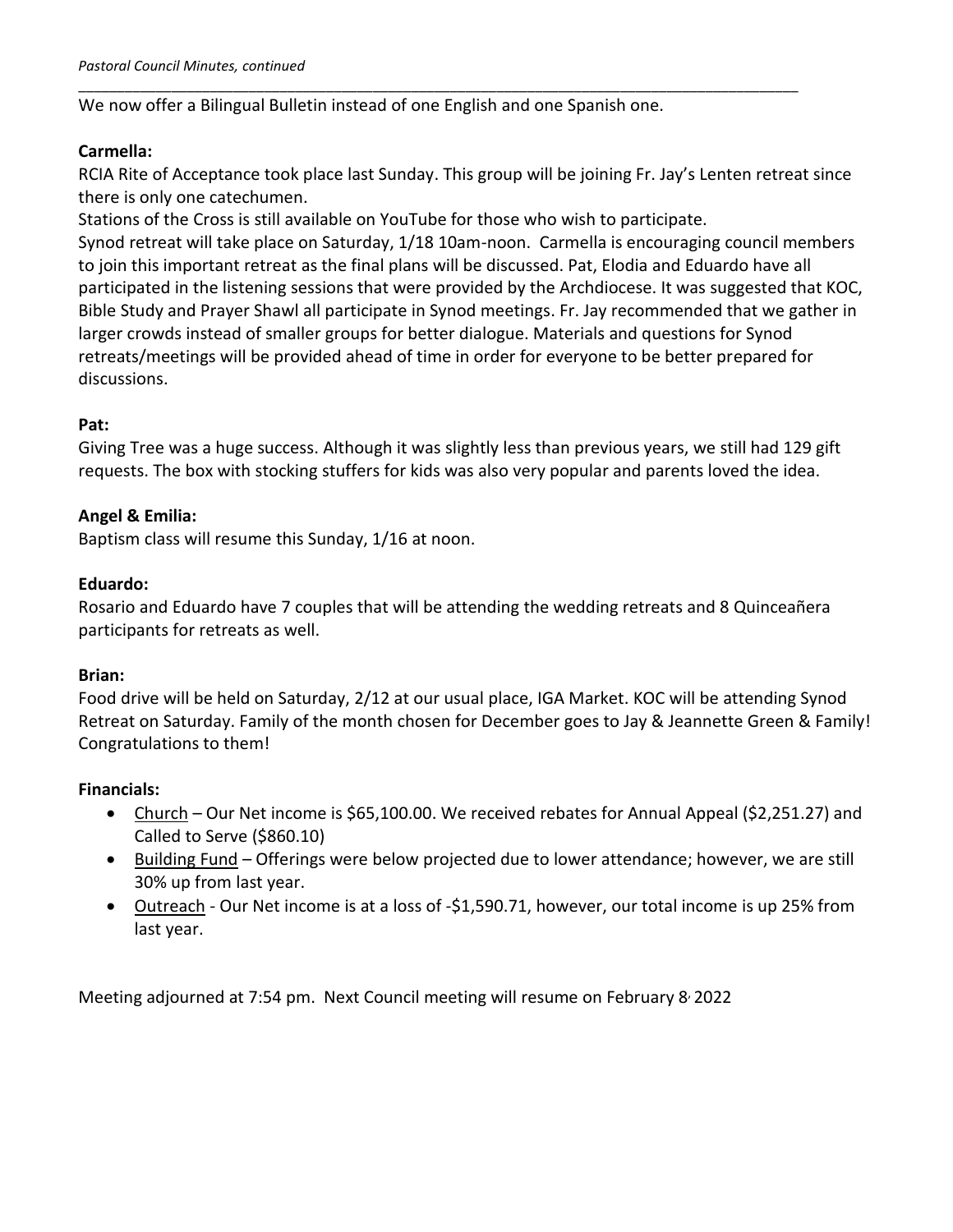We now offer a Bilingual Bulletin instead of one English and one Spanish one.

**Carmella:**

RCIA Rite of Acceptance took place last Sunday. This group will be joining Fr. Jay's Lenten retreat since there is only one catechumen.

Stations of the Cross is still available on YouTube for those who wish to participate.

Synod retreat will take place on Saturday, 1/18 10am-noon. Carmella is encouraging council members to join this important retreat as the final plans will be discussed. Pat, Elodia and Eduardo have all participated in the listening sessions that were provided by the Archdiocese. It was suggested that KOC, Bible Study and Prayer Shawl all participate in Synod meetings. Fr. Jay recommended that we gather in larger crowds instead of smaller groups for better dialogue. Materials and questions for Synod retreats/meetings will be provided ahead of time in order for everyone to be better prepared for discussions.

**Pat:**

Giving Tree was a huge success. Although it was slightly less than previous years, we still had 129 gift requests. The box with stocking stuffers for kids was also very popular and parents loved the idea.

**Angel & Emilia:**

Baptism class will resume this Sunday, 1/16 at noon.

**Eduardo:**

Rosario and Eduardo have 7 couples that will be attending the wedding retreats and 8 Quinceañera participants for retreats as well.

**Brian:**

Food drive will be held on Saturday, 2/12 at our usual place, IGA Market. KOC will be attending Synod Retreat on Saturday. Family of the month chosen for December goes to Jay & Jeannette Green & Family! Congratulations to them!

**Financials:**

- Church – Our Net income is $65,100.00. We received rebates for Annual Appeal ($2,251.27) and Called to Serve ($860.10)
- Building Fund – Offerings were below projected due to lower attendance; however, we are still 30% up from last year.
- Outreach - Our Net income is at a loss of -$1,590.71, however, our total income is up 25% from last year.

Meeting adjourned at 7:54 pm. Next Council meeting will resume on February 8, 2022